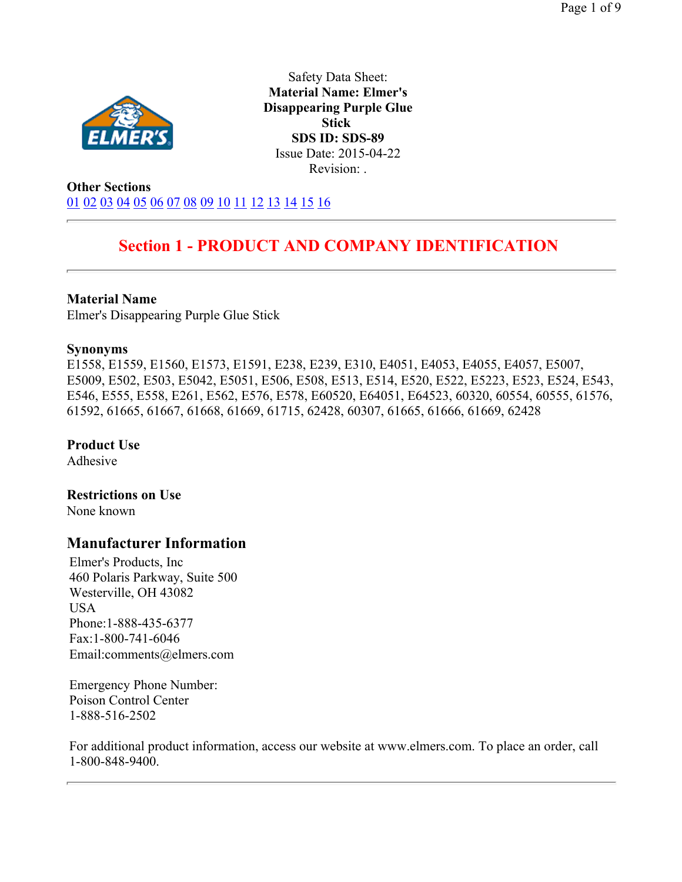Safety Data Sheet:
**Material Name: Elmer's Disappearing Purple Glue Stick**
**SDS ID: SDS-89**
Issue Date: 2015-04-22
Revision: .

**Other Sections**
01 02 03 04 05 06 07 08 09 10 11 12 13 14 15 16

## Section 1 - PRODUCT AND COMPANY IDENTIFICATION

**Material Name**
Elmer's Disappearing Purple Glue Stick

**Synonyms**
E1558, E1559, E1560, E1573, E1591, E238, E239, E310, E4051, E4053, E4055, E4057, E5007, E5009, E502, E503, E5042, E5051, E506, E508, E513, E514, E520, E522, E5223, E523, E524, E543, E546, E555, E558, E261, E562, E576, E578, E60520, E64051, E64523, 60320, 60554, 60555, 61576, 61592, 61665, 61667, 61668, 61669, 61715, 62428, 60307, 61665, 61666, 61669, 62428

**Product Use**
Adhesive

**Restrictions on Use**
None known

### Manufacturer Information

Elmer's Products, Inc
460 Polaris Parkway, Suite 500
Westerville, OH 43082
USA
Phone:1-888-435-6377
Fax:1-800-741-6046
Email:comments@elmers.com

Emergency Phone Number:
Poison Control Center
1-888-516-2502

For additional product information, access our website at www.elmers.com. To place an order, call 1-800-848-9400.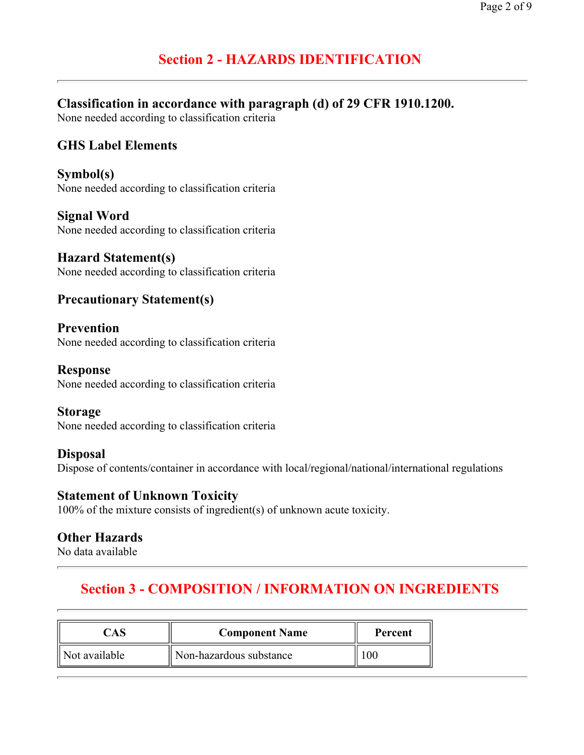## Section 2 - HAZARDS IDENTIFICATION

---

### Classification in accordance with paragraph (d) of 29 CFR 1910.1200.

None needed according to classification criteria

### GHS Label Elements

#### Symbol(s)

None needed according to classification criteria

#### Signal Word

None needed according to classification criteria

#### Hazard Statement(s)

None needed according to classification criteria

#### Precautionary Statement(s)

#### Prevention

None needed according to classification criteria

#### Response

None needed according to classification criteria

#### Storage

None needed according to classification criteria

#### Disposal

Dispose of contents/container in accordance with local/regional/national/international regulations

#### Statement of Unknown Toxicity

100% of the mixture consists of ingredient(s) of unknown acute toxicity.

#### Other Hazards

No data available

---

## Section 3 - COMPOSITION / INFORMATION ON INGREDIENTS

---

| CAS | Component Name | Percent |
| --- | --- | --- |
| Not available | Non-hazardous substance | 100 |

---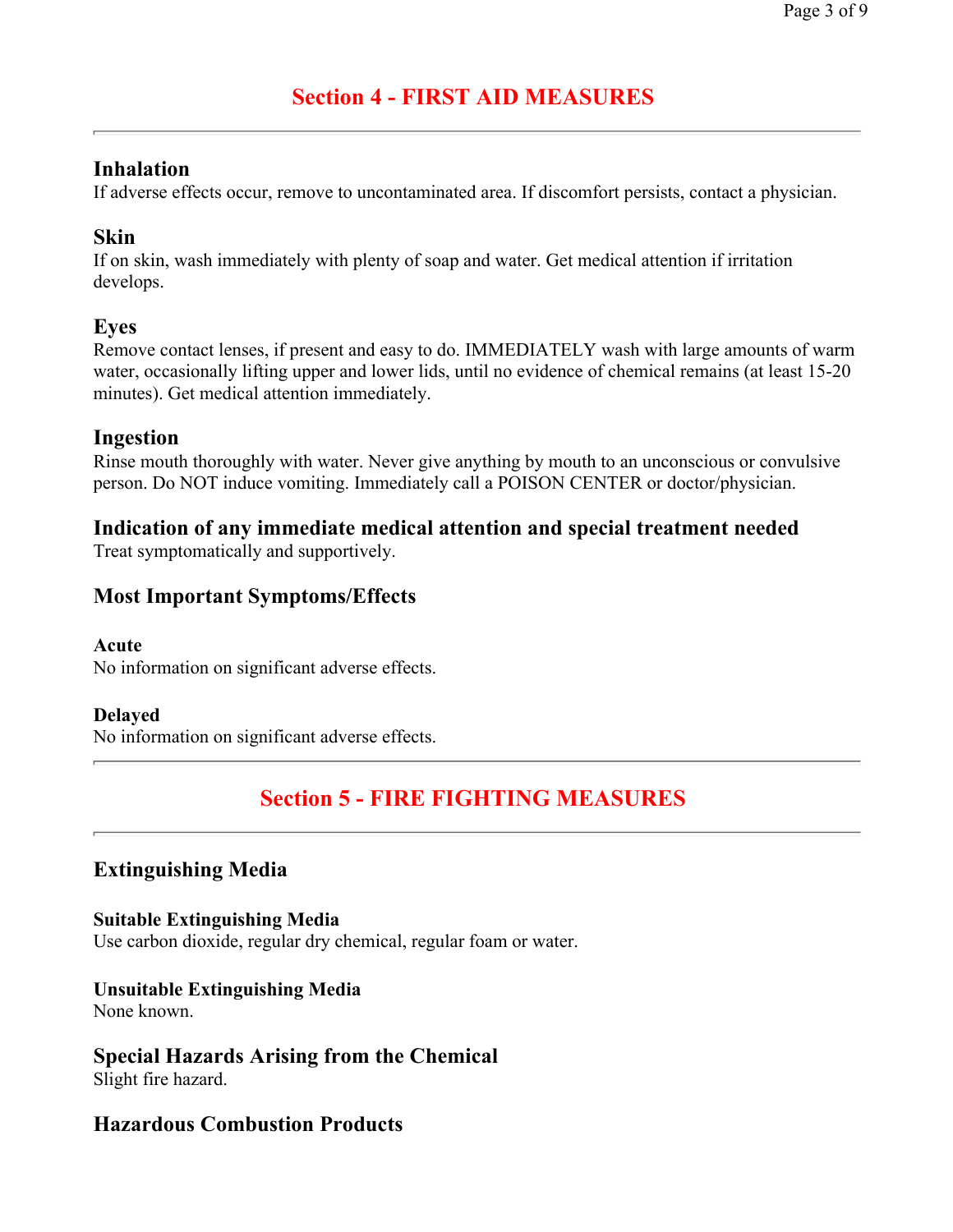## Section 4 - FIRST AID MEASURES

### Inhalation

If adverse effects occur, remove to uncontaminated area. If discomfort persists, contact a physician.

### Skin

If on skin, wash immediately with plenty of soap and water. Get medical attention if irritation develops.

### Eyes

Remove contact lenses, if present and easy to do. IMMEDIATELY wash with large amounts of warm water, occasionally lifting upper and lower lids, until no evidence of chemical remains (at least 15-20 minutes). Get medical attention immediately.

### Ingestion

Rinse mouth thoroughly with water. Never give anything by mouth to an unconscious or convulsive person. Do NOT induce vomiting. Immediately call a POISON CENTER or doctor/physician.

### Indication of any immediate medical attention and special treatment needed

Treat symptomatically and supportively.

### Most Important Symptoms/Effects

#### Acute

No information on significant adverse effects.

#### Delayed

No information on significant adverse effects.

## Section 5 - FIRE FIGHTING MEASURES

### Extinguishing Media

#### Suitable Extinguishing Media

Use carbon dioxide, regular dry chemical, regular foam or water.

#### Unsuitable Extinguishing Media

None known.

### Special Hazards Arising from the Chemical

Slight fire hazard.

### Hazardous Combustion Products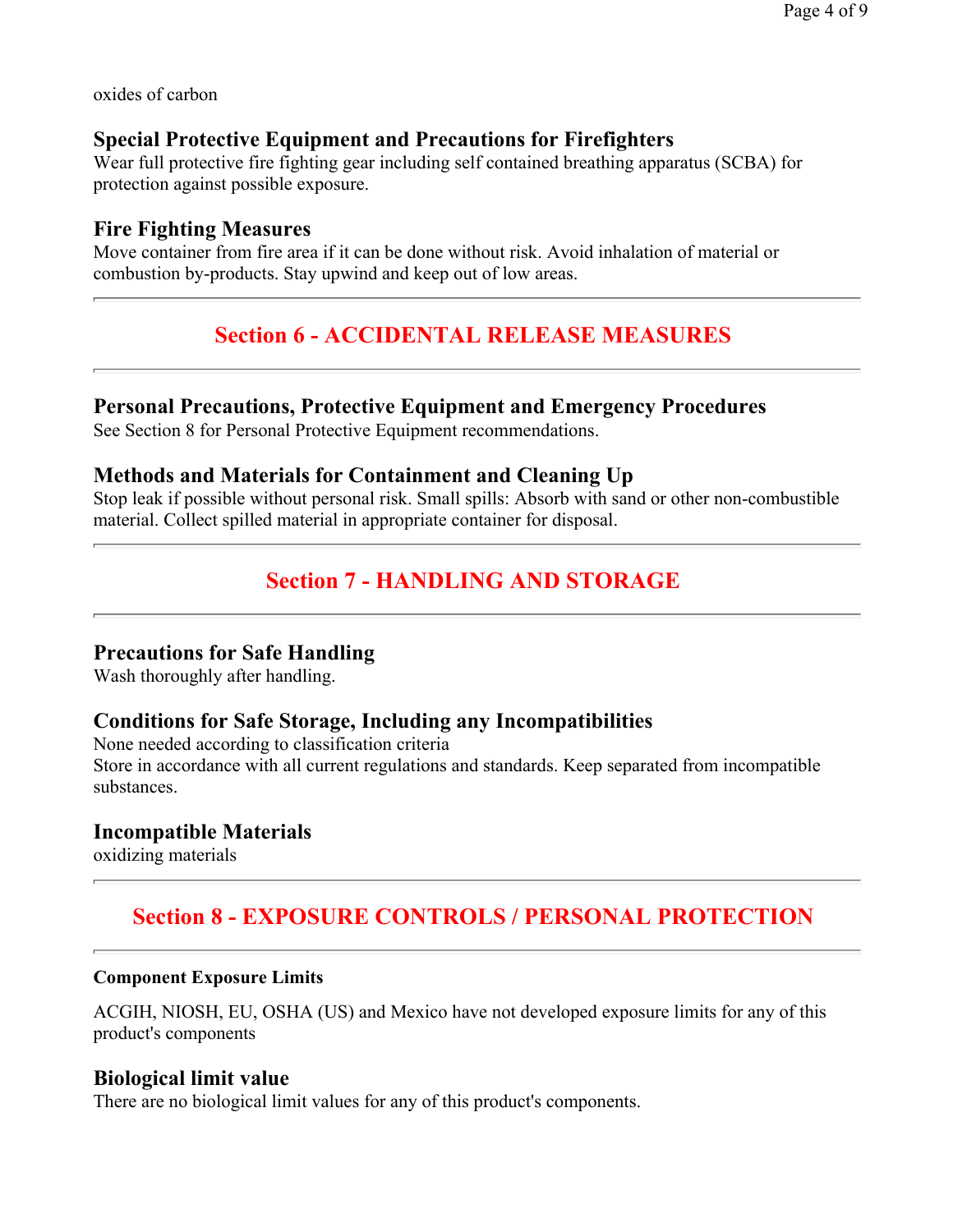oxides of carbon

### Special Protective Equipment and Precautions for Firefighters

Wear full protective fire fighting gear including self contained breathing apparatus (SCBA) for protection against possible exposure.

### Fire Fighting Measures

Move container from fire area if it can be done without risk. Avoid inhalation of material or combustion by-products. Stay upwind and keep out of low areas.

---

## Section 6 - ACCIDENTAL RELEASE MEASURES

---

### Personal Precautions, Protective Equipment and Emergency Procedures

See Section 8 for Personal Protective Equipment recommendations.

### Methods and Materials for Containment and Cleaning Up

Stop leak if possible without personal risk. Small spills: Absorb with sand or other non-combustible material. Collect spilled material in appropriate container for disposal.

---

## Section 7 - HANDLING AND STORAGE

---

### Precautions for Safe Handling

Wash thoroughly after handling.

### Conditions for Safe Storage, Including any Incompatibilities

None needed according to classification criteria
Store in accordance with all current regulations and standards. Keep separated from incompatible substances.

### Incompatible Materials

oxidizing materials

---

## Section 8 - EXPOSURE CONTROLS / PERSONAL PROTECTION

---

**Component Exposure Limits**

ACGIH, NIOSH, EU, OSHA (US) and Mexico have not developed exposure limits for any of this product's components

### Biological limit value

There are no biological limit values for any of this product's components.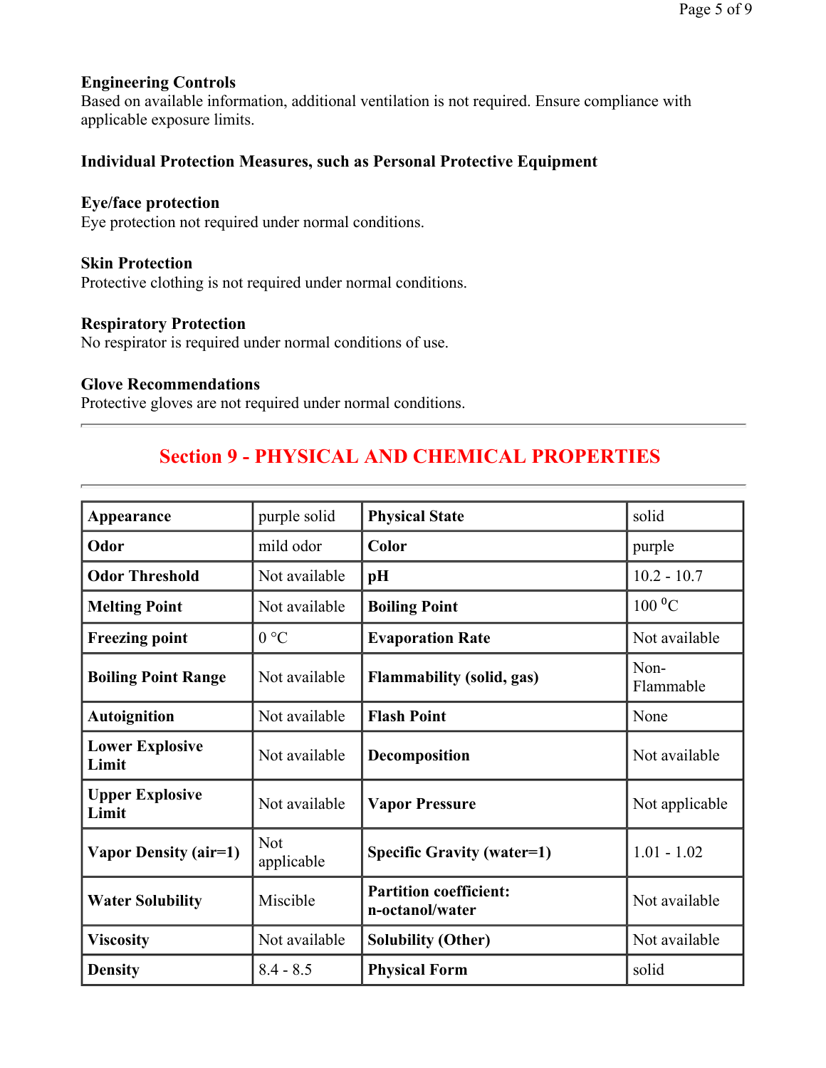### Engineering Controls

Based on available information, additional ventilation is not required. Ensure compliance with applicable exposure limits.

### Individual Protection Measures, such as Personal Protective Equipment

### Eye/face protection

Eye protection not required under normal conditions.

### Skin Protection

Protective clothing is not required under normal conditions.

### Respiratory Protection

No respirator is required under normal conditions of use.

### Glove Recommendations

Protective gloves are not required under normal conditions.

---

## Section 9 - PHYSICAL AND CHEMICAL PROPERTIES

---

| Appearance | purple solid | Physical State | solid |
|---|---|---|---|
| Odor | mild odor | Color | purple |
| Odor Threshold | Not available | pH | 10.2 - 10.7 |
| Melting Point | Not available | Boiling Point | 100 $^{0}$C |
| Freezing point | 0 °C | Evaporation Rate | Not available |
| Boiling Point Range | Not available | Flammability (solid, gas) | Non-Flammable |
| Autoignition | Not available | Flash Point | None |
| Lower Explosive Limit | Not available | Decomposition | Not available |
| Upper Explosive Limit | Not available | Vapor Pressure | Not applicable |
| Vapor Density (air=1) | Not applicable | Specific Gravity (water=1) | 1.01 - 1.02 |
| Water Solubility | Miscible | Partition coefficient: n-octanol/water | Not available |
| Viscosity | Not available | Solubility (Other) | Not available |
| Density | 8.4 - 8.5 | Physical Form | solid |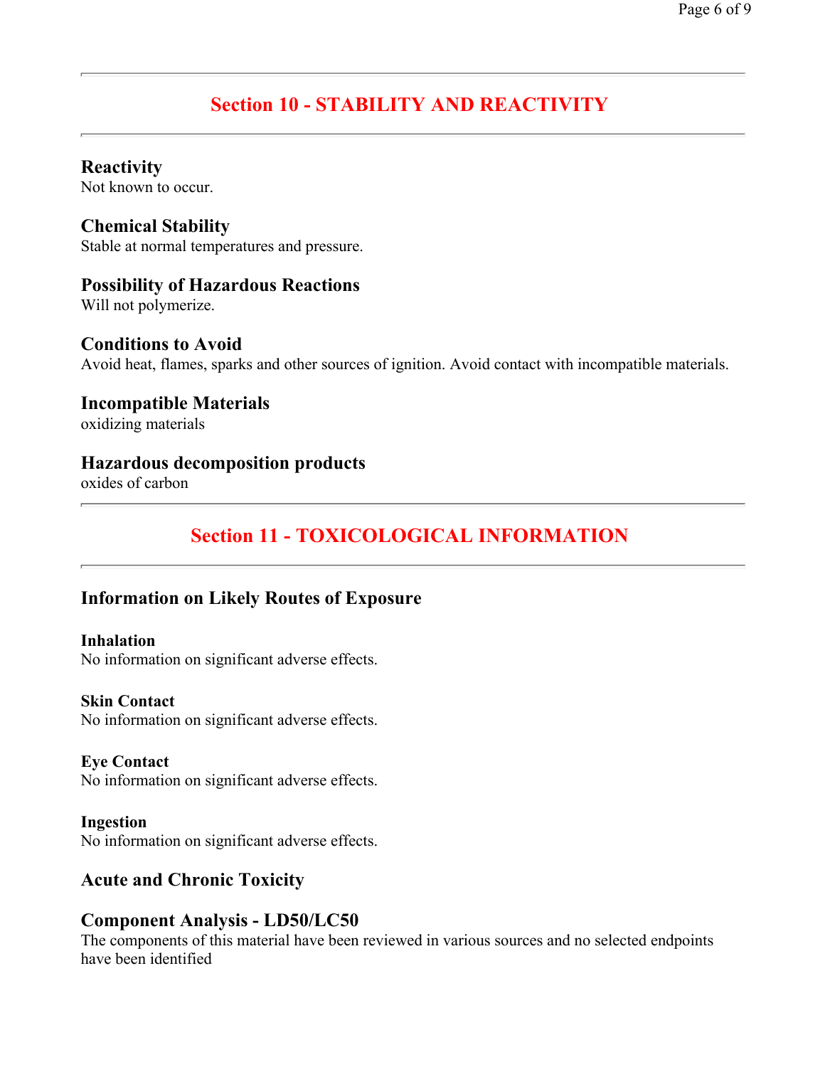## Section 10 - STABILITY AND REACTIVITY

### Reactivity
Not known to occur.

### Chemical Stability
Stable at normal temperatures and pressure.

### Possibility of Hazardous Reactions
Will not polymerize.

### Conditions to Avoid
Avoid heat, flames, sparks and other sources of ignition. Avoid contact with incompatible materials.

### Incompatible Materials
oxidizing materials

### Hazardous decomposition products
oxides of carbon

## Section 11 - TOXICOLOGICAL INFORMATION

### Information on Likely Routes of Exposure

#### Inhalation
No information on significant adverse effects.

#### Skin Contact
No information on significant adverse effects.

#### Eye Contact
No information on significant adverse effects.

#### Ingestion
No information on significant adverse effects.

### Acute and Chronic Toxicity

### Component Analysis - LD50/LC50
The components of this material have been reviewed in various sources and no selected endpoints have been identified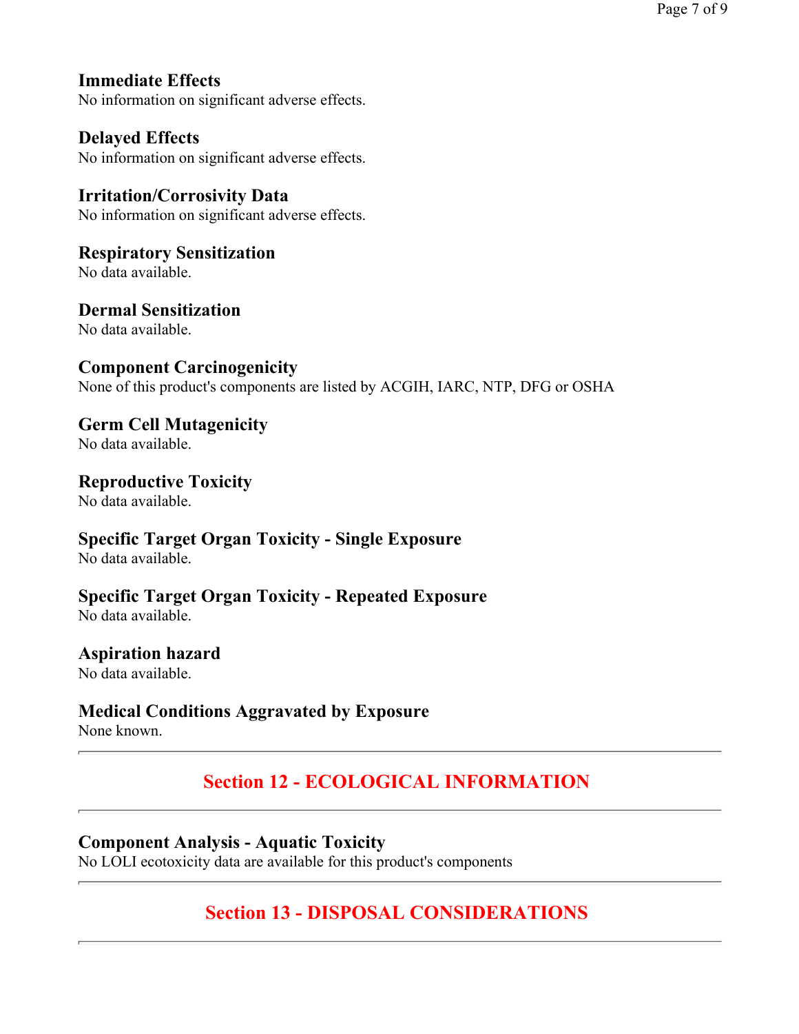### Immediate Effects

No information on significant adverse effects.

### Delayed Effects

No information on significant adverse effects.

### Irritation/Corrosivity Data

No information on significant adverse effects.

### Respiratory Sensitization

No data available.

### Dermal Sensitization

No data available.

### Component Carcinogenicity

None of this product's components are listed by ACGIH, IARC, NTP, DFG or OSHA

### Germ Cell Mutagenicity

No data available.

### Reproductive Toxicity

No data available.

### Specific Target Organ Toxicity - Single Exposure

No data available.

### Specific Target Organ Toxicity - Repeated Exposure

No data available.

### Aspiration hazard

No data available.

### Medical Conditions Aggravated by Exposure

None known.

---

## Section 12 - ECOLOGICAL INFORMATION

---

### Component Analysis - Aquatic Toxicity

No LOLI ecotoxicity data are available for this product's components

---

## Section 13 - DISPOSAL CONSIDERATIONS

---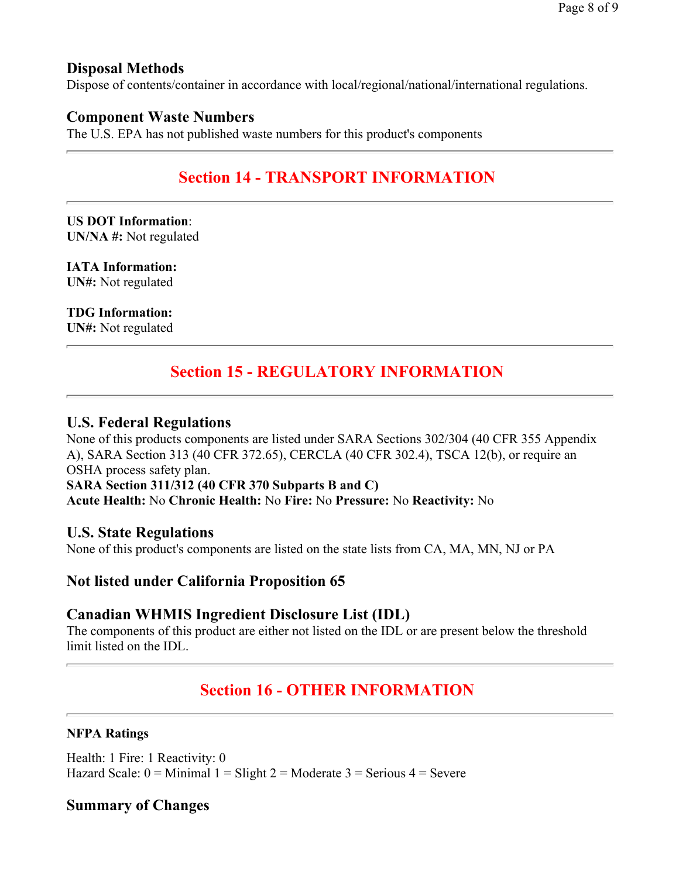### Disposal Methods

Dispose of contents/container in accordance with local/regional/national/international regulations.

### Component Waste Numbers

The U.S. EPA has not published waste numbers for this product's components

---

## Section 14 - TRANSPORT INFORMATION

---

**US DOT Information**:
**UN/NA #:** Not regulated

**IATA Information:**
**UN#:** Not regulated

**TDG Information:**
**UN#:** Not regulated

---

## Section 15 - REGULATORY INFORMATION

---

### U.S. Federal Regulations

None of this products components are listed under SARA Sections 302/304 (40 CFR 355 Appendix A), SARA Section 313 (40 CFR 372.65), CERCLA (40 CFR 302.4), TSCA 12(b), or require an OSHA process safety plan.
**SARA Section 311/312 (40 CFR 370 Subparts B and C)**
**Acute Health:** No **Chronic Health:** No **Fire:** No **Pressure:** No **Reactivity:** No

### U.S. State Regulations

None of this product's components are listed on the state lists from CA, MA, MN, NJ or PA

### Not listed under California Proposition 65

### Canadian WHMIS Ingredient Disclosure List (IDL)

The components of this product are either not listed on the IDL or are present below the threshold limit listed on the IDL.

---

## Section 16 - OTHER INFORMATION

---

**NFPA Ratings**

Health: 1 Fire: 1 Reactivity: 0
Hazard Scale: 0 = Minimal 1 = Slight 2 = Moderate 3 = Serious 4 = Severe

### Summary of Changes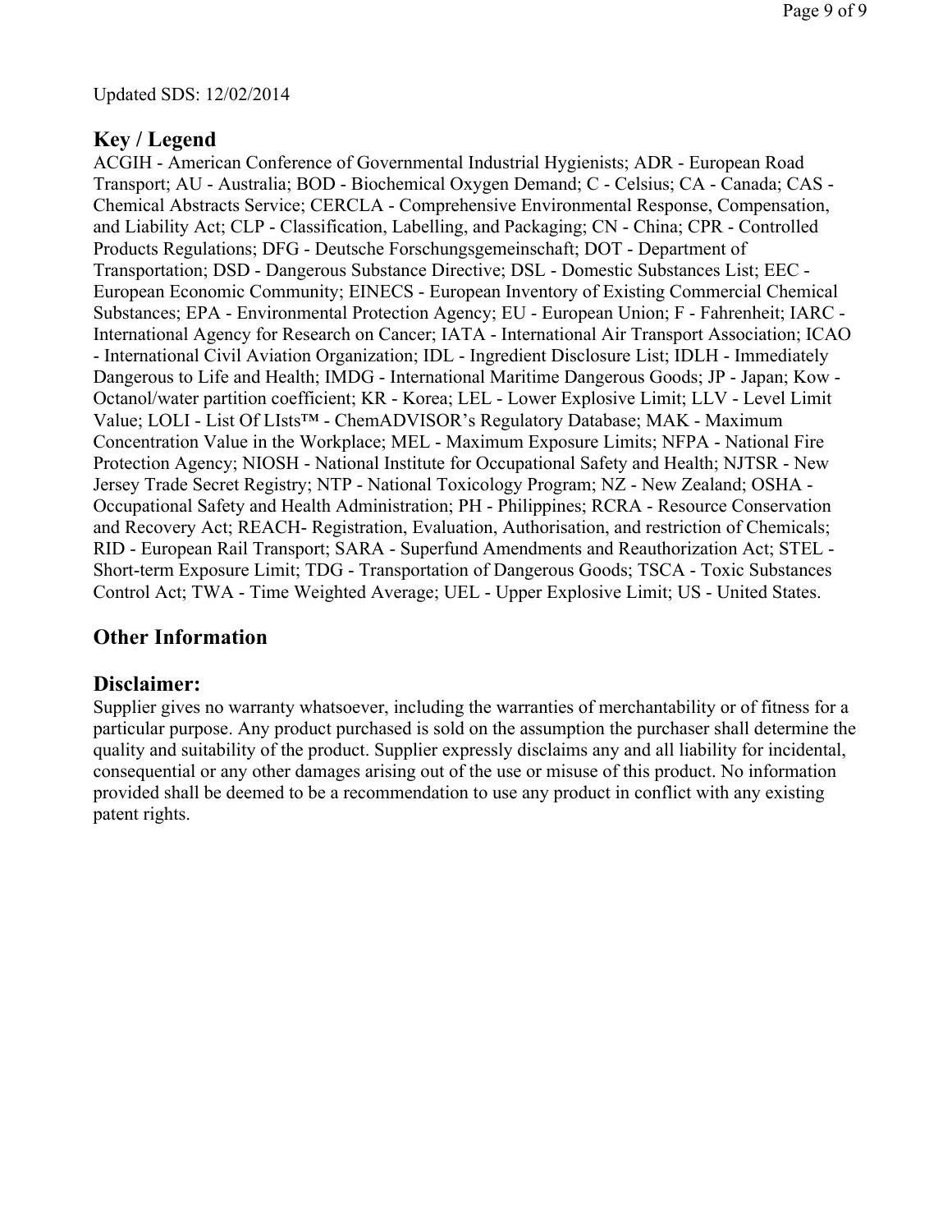Updated SDS: 12/02/2014

## Key / Legend

ACGIH - American Conference of Governmental Industrial Hygienists; ADR - European Road Transport; AU - Australia; BOD - Biochemical Oxygen Demand; C - Celsius; CA - Canada; CAS - Chemical Abstracts Service; CERCLA - Comprehensive Environmental Response, Compensation, and Liability Act; CLP - Classification, Labelling, and Packaging; CN - China; CPR - Controlled Products Regulations; DFG - Deutsche Forschungsgemeinschaft; DOT - Department of Transportation; DSD - Dangerous Substance Directive; DSL - Domestic Substances List; EEC - European Economic Community; EINECS - European Inventory of Existing Commercial Chemical Substances; EPA - Environmental Protection Agency; EU - European Union; F - Fahrenheit; IARC - International Agency for Research on Cancer; IATA - International Air Transport Association; ICAO - International Civil Aviation Organization; IDL - Ingredient Disclosure List; IDLH - Immediately Dangerous to Life and Health; IMDG - International Maritime Dangerous Goods; JP - Japan; Kow - Octanol/water partition coefficient; KR - Korea; LEL - Lower Explosive Limit; LLV - Level Limit Value; LOLI - List Of LIsts™ - ChemADVISOR's Regulatory Database; MAK - Maximum Concentration Value in the Workplace; MEL - Maximum Exposure Limits; NFPA - National Fire Protection Agency; NIOSH - National Institute for Occupational Safety and Health; NJTSR - New Jersey Trade Secret Registry; NTP - National Toxicology Program; NZ - New Zealand; OSHA - Occupational Safety and Health Administration; PH - Philippines; RCRA - Resource Conservation and Recovery Act; REACH- Registration, Evaluation, Authorisation, and restriction of Chemicals; RID - European Rail Transport; SARA - Superfund Amendments and Reauthorization Act; STEL - Short-term Exposure Limit; TDG - Transportation of Dangerous Goods; TSCA - Toxic Substances Control Act; TWA - Time Weighted Average; UEL - Upper Explosive Limit; US - United States.

## Other Information

## Disclaimer:

Supplier gives no warranty whatsoever, including the warranties of merchantability or of fitness for a particular purpose. Any product purchased is sold on the assumption the purchaser shall determine the quality and suitability of the product. Supplier expressly disclaims any and all liability for incidental, consequential or any other damages arising out of the use or misuse of this product. No information provided shall be deemed to be a recommendation to use any product in conflict with any existing patent rights.